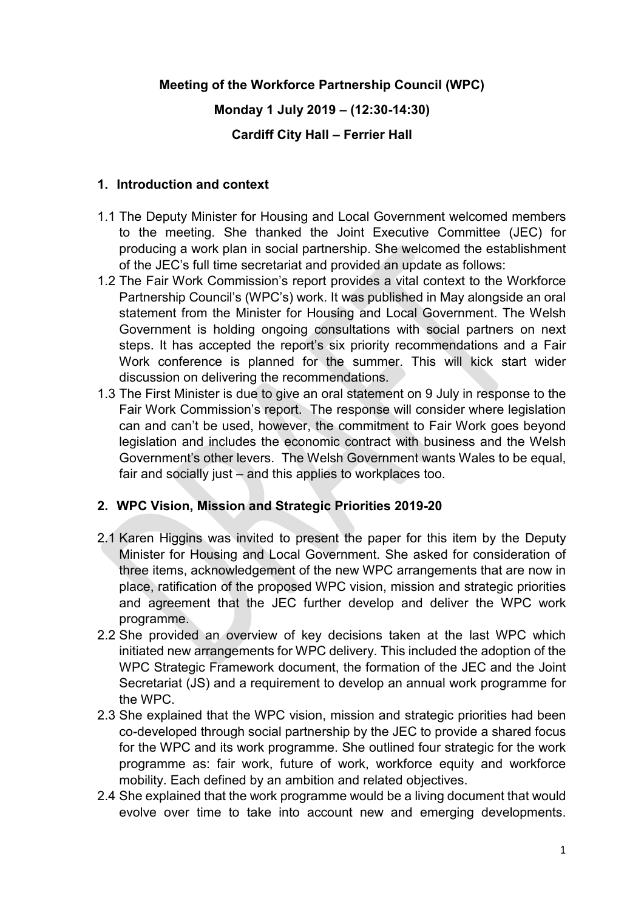**Meeting of the Workforce Partnership Council (WPC)**

**Monday 1 July 2019 – (12:30-14:30)**

**Cardiff City Hall – Ferrier Hall**

## 1. Introduction and context

1.1 The Deputy Minister for Housing and Local Government welcomed members to the meeting. She thanked the Joint Executive Committee (JEC) for producing a work plan in social partnership. She welcomed the establishment of the JEC's full time secretariat and provided an update as follows:

1.2 The Fair Work Commission's report provides a vital context to the Workforce Partnership Council's (WPC's) work. It was published in May alongside an oral statement from the Minister for Housing and Local Government. The Welsh Government is holding ongoing consultations with social partners on next steps. It has accepted the report's six priority recommendations and a Fair Work conference is planned for the summer. This will kick start wider discussion on delivering the recommendations.

1.3 The First Minister is due to give an oral statement on 9 July in response to the Fair Work Commission's report. The response will consider where legislation can and can't be used, however, the commitment to Fair Work goes beyond legislation and includes the economic contract with business and the Welsh Government's other levers. The Welsh Government wants Wales to be equal, fair and socially just – and this applies to workplaces too.

## 2. WPC Vision, Mission and Strategic Priorities 2019-20

2.1 Karen Higgins was invited to present the paper for this item by the Deputy Minister for Housing and Local Government. She asked for consideration of three items, acknowledgement of the new WPC arrangements that are now in place, ratification of the proposed WPC vision, mission and strategic priorities and agreement that the JEC further develop and deliver the WPC work programme.

2.2 She provided an overview of key decisions taken at the last WPC which initiated new arrangements for WPC delivery. This included the adoption of the WPC Strategic Framework document, the formation of the JEC and the Joint Secretariat (JS) and a requirement to develop an annual work programme for the WPC.

2.3 She explained that the WPC vision, mission and strategic priorities had been co-developed through social partnership by the JEC to provide a shared focus for the WPC and its work programme. She outlined four strategic for the work programme as: fair work, future of work, workforce equity and workforce mobility. Each defined by an ambition and related objectives.

2.4 She explained that the work programme would be a living document that would evolve over time to take into account new and emerging developments.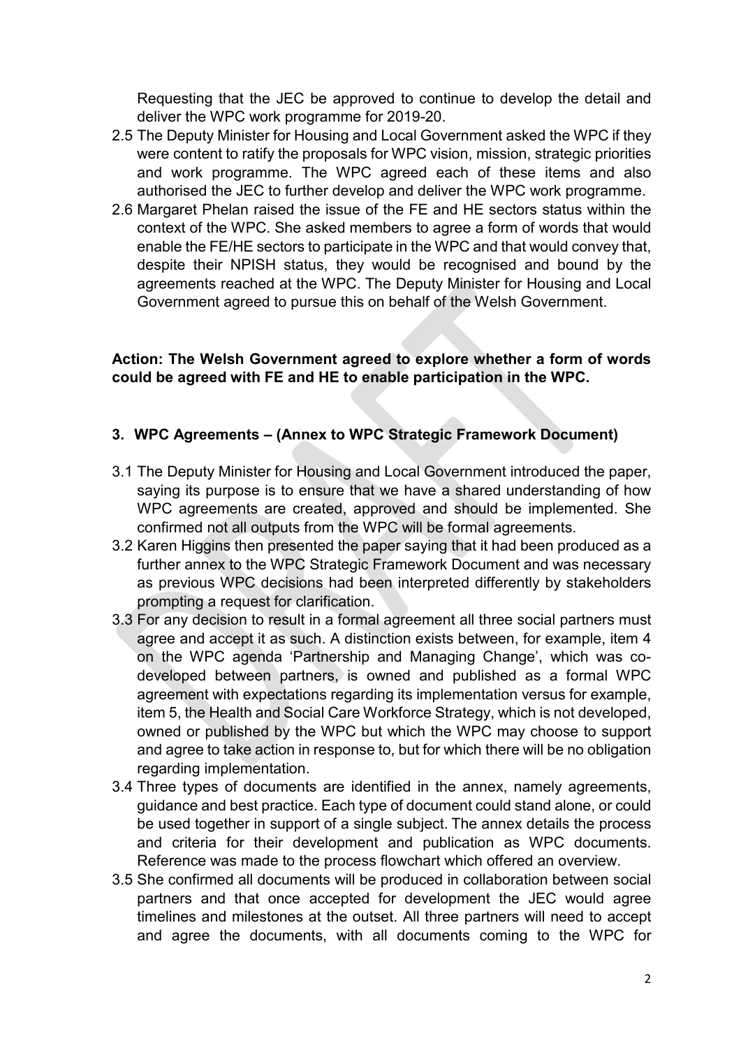Requesting that the JEC be approved to continue to develop the detail and deliver the WPC work programme for 2019-20.

2.5 The Deputy Minister for Housing and Local Government asked the WPC if they were content to ratify the proposals for WPC vision, mission, strategic priorities and work programme. The WPC agreed each of these items and also authorised the JEC to further develop and deliver the WPC work programme.

2.6 Margaret Phelan raised the issue of the FE and HE sectors status within the context of the WPC. She asked members to agree a form of words that would enable the FE/HE sectors to participate in the WPC and that would convey that, despite their NPISH status, they would be recognised and bound by the agreements reached at the WPC. The Deputy Minister for Housing and Local Government agreed to pursue this on behalf of the Welsh Government.

**Action: The Welsh Government agreed to explore whether a form of words could be agreed with FE and HE to enable participation in the WPC.**

### 3. WPC Agreements – (Annex to WPC Strategic Framework Document)

3.1 The Deputy Minister for Housing and Local Government introduced the paper, saying its purpose is to ensure that we have a shared understanding of how WPC agreements are created, approved and should be implemented. She confirmed not all outputs from the WPC will be formal agreements.

3.2 Karen Higgins then presented the paper saying that it had been produced as a further annex to the WPC Strategic Framework Document and was necessary as previous WPC decisions had been interpreted differently by stakeholders prompting a request for clarification.

3.3 For any decision to result in a formal agreement all three social partners must agree and accept it as such. A distinction exists between, for example, item 4 on the WPC agenda 'Partnership and Managing Change', which was co-developed between partners, is owned and published as a formal WPC agreement with expectations regarding its implementation versus for example, item 5, the Health and Social Care Workforce Strategy, which is not developed, owned or published by the WPC but which the WPC may choose to support and agree to take action in response to, but for which there will be no obligation regarding implementation.

3.4 Three types of documents are identified in the annex, namely agreements, guidance and best practice. Each type of document could stand alone, or could be used together in support of a single subject. The annex details the process and criteria for their development and publication as WPC documents. Reference was made to the process flowchart which offered an overview.

3.5 She confirmed all documents will be produced in collaboration between social partners and that once accepted for development the JEC would agree timelines and milestones at the outset. All three partners will need to accept and agree the documents, with all documents coming to the WPC for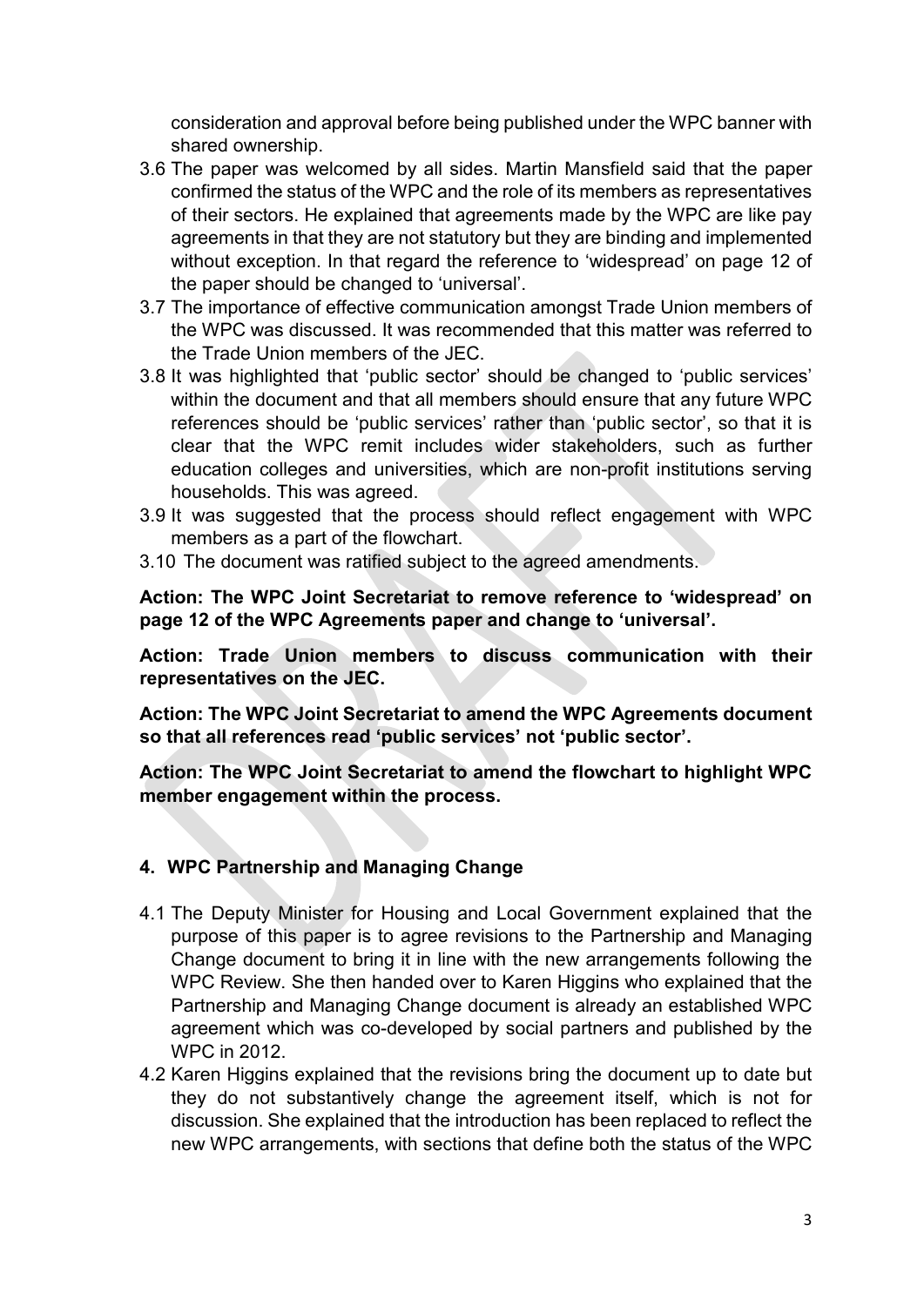consideration and approval before being published under the WPC banner with shared ownership.

3.6 The paper was welcomed by all sides. Martin Mansfield said that the paper confirmed the status of the WPC and the role of its members as representatives of their sectors. He explained that agreements made by the WPC are like pay agreements in that they are not statutory but they are binding and implemented without exception. In that regard the reference to 'widespread' on page 12 of the paper should be changed to 'universal'.

3.7 The importance of effective communication amongst Trade Union members of the WPC was discussed. It was recommended that this matter was referred to the Trade Union members of the JEC.

3.8 It was highlighted that 'public sector' should be changed to 'public services' within the document and that all members should ensure that any future WPC references should be 'public services' rather than 'public sector', so that it is clear that the WPC remit includes wider stakeholders, such as further education colleges and universities, which are non-profit institutions serving households. This was agreed.

3.9 It was suggested that the process should reflect engagement with WPC members as a part of the flowchart.

3.10 The document was ratified subject to the agreed amendments.

**Action: The WPC Joint Secretariat to remove reference to 'widespread' on page 12 of the WPC Agreements paper and change to 'universal'.**

**Action: Trade Union members to discuss communication with their representatives on the JEC.**

**Action: The WPC Joint Secretariat to amend the WPC Agreements document so that all references read 'public services' not 'public sector'.**

**Action: The WPC Joint Secretariat to amend the flowchart to highlight WPC member engagement within the process.**

## 4. WPC Partnership and Managing Change

4.1 The Deputy Minister for Housing and Local Government explained that the purpose of this paper is to agree revisions to the Partnership and Managing Change document to bring it in line with the new arrangements following the WPC Review. She then handed over to Karen Higgins who explained that the Partnership and Managing Change document is already an established WPC agreement which was co-developed by social partners and published by the WPC in 2012.

4.2 Karen Higgins explained that the revisions bring the document up to date but they do not substantively change the agreement itself, which is not for discussion. She explained that the introduction has been replaced to reflect the new WPC arrangements, with sections that define both the status of the WPC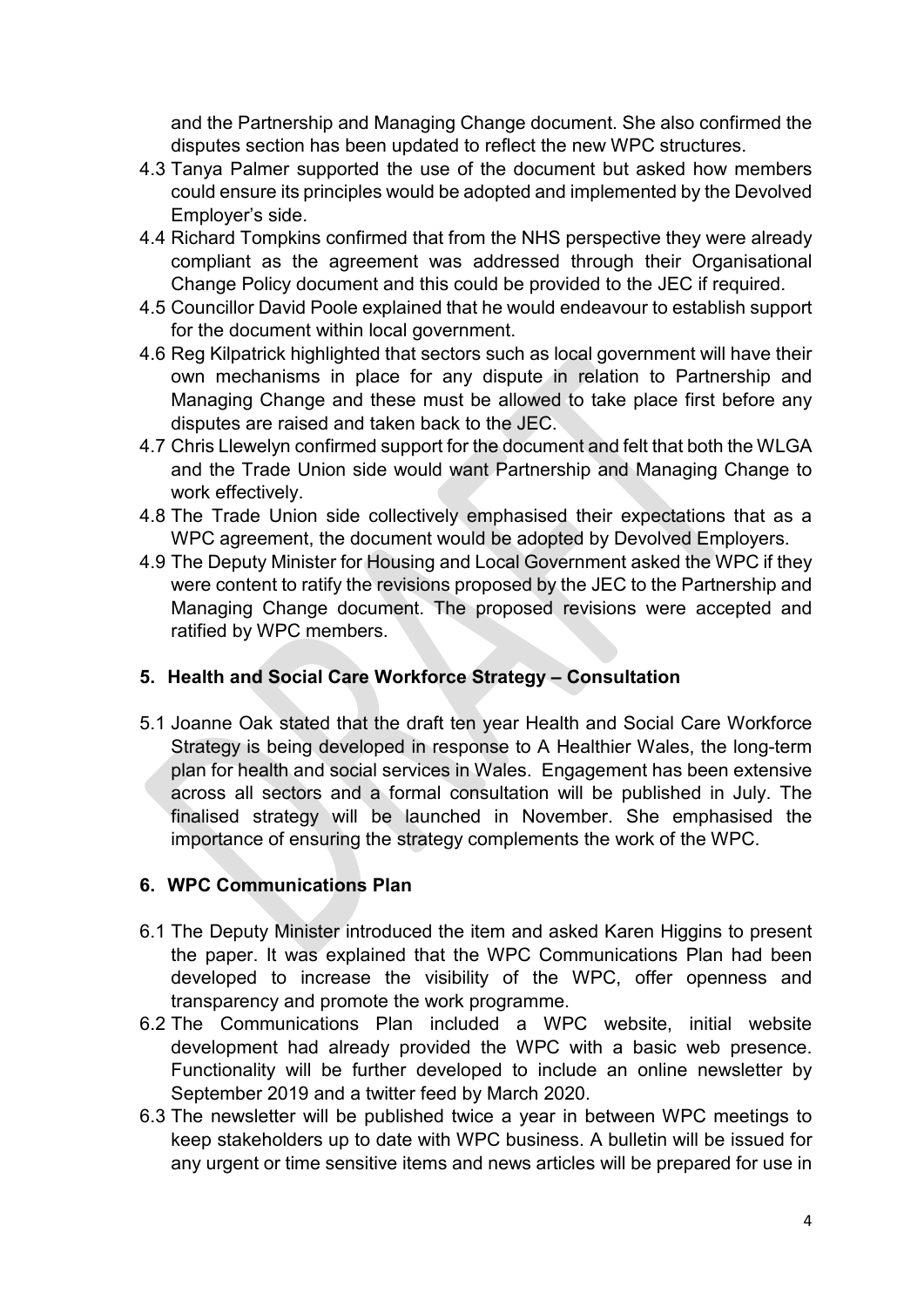and the Partnership and Managing Change document. She also confirmed the disputes section has been updated to reflect the new WPC structures.

4.3 Tanya Palmer supported the use of the document but asked how members could ensure its principles would be adopted and implemented by the Devolved Employer's side.

4.4 Richard Tompkins confirmed that from the NHS perspective they were already compliant as the agreement was addressed through their Organisational Change Policy document and this could be provided to the JEC if required.

4.5 Councillor David Poole explained that he would endeavour to establish support for the document within local government.

4.6 Reg Kilpatrick highlighted that sectors such as local government will have their own mechanisms in place for any dispute in relation to Partnership and Managing Change and these must be allowed to take place first before any disputes are raised and taken back to the JEC.

4.7 Chris Llewelyn confirmed support for the document and felt that both the WLGA and the Trade Union side would want Partnership and Managing Change to work effectively.

4.8 The Trade Union side collectively emphasised their expectations that as a WPC agreement, the document would be adopted by Devolved Employers.

4.9 The Deputy Minister for Housing and Local Government asked the WPC if they were content to ratify the revisions proposed by the JEC to the Partnership and Managing Change document. The proposed revisions were accepted and ratified by WPC members.

## 5. Health and Social Care Workforce Strategy – Consultation

5.1 Joanne Oak stated that the draft ten year Health and Social Care Workforce Strategy is being developed in response to A Healthier Wales, the long-term plan for health and social services in Wales. Engagement has been extensive across all sectors and a formal consultation will be published in July. The finalised strategy will be launched in November. She emphasised the importance of ensuring the strategy complements the work of the WPC.

## 6. WPC Communications Plan

6.1 The Deputy Minister introduced the item and asked Karen Higgins to present the paper. It was explained that the WPC Communications Plan had been developed to increase the visibility of the WPC, offer openness and transparency and promote the work programme.

6.2 The Communications Plan included a WPC website, initial website development had already provided the WPC with a basic web presence. Functionality will be further developed to include an online newsletter by September 2019 and a twitter feed by March 2020.

6.3 The newsletter will be published twice a year in between WPC meetings to keep stakeholders up to date with WPC business. A bulletin will be issued for any urgent or time sensitive items and news articles will be prepared for use in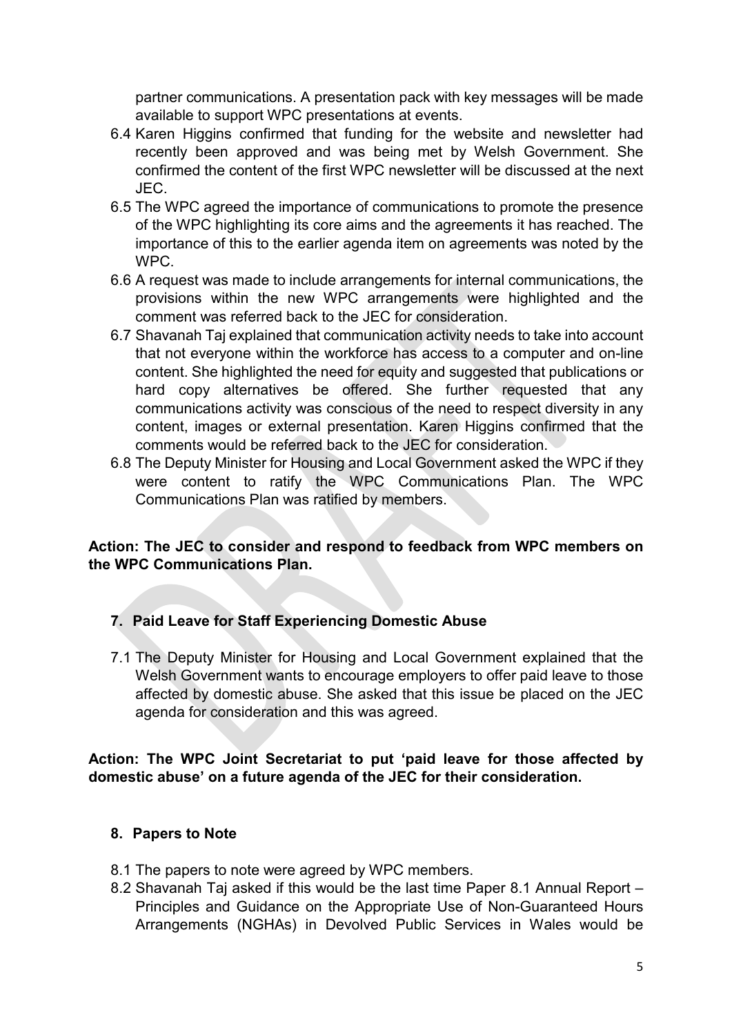partner communications. A presentation pack with key messages will be made available to support WPC presentations at events.

6.4 Karen Higgins confirmed that funding for the website and newsletter had recently been approved and was being met by Welsh Government. She confirmed the content of the first WPC newsletter will be discussed at the next JEC.

6.5 The WPC agreed the importance of communications to promote the presence of the WPC highlighting its core aims and the agreements it has reached. The importance of this to the earlier agenda item on agreements was noted by the WPC.

6.6 A request was made to include arrangements for internal communications, the provisions within the new WPC arrangements were highlighted and the comment was referred back to the JEC for consideration.

6.7 Shavanah Taj explained that communication activity needs to take into account that not everyone within the workforce has access to a computer and on-line content. She highlighted the need for equity and suggested that publications or hard copy alternatives be offered. She further requested that any communications activity was conscious of the need to respect diversity in any content, images or external presentation. Karen Higgins confirmed that the comments would be referred back to the JEC for consideration.

6.8 The Deputy Minister for Housing and Local Government asked the WPC if they were content to ratify the WPC Communications Plan. The WPC Communications Plan was ratified by members.

**Action: The JEC to consider and respond to feedback from WPC members on the WPC Communications Plan.**

## 7. Paid Leave for Staff Experiencing Domestic Abuse

7.1 The Deputy Minister for Housing and Local Government explained that the Welsh Government wants to encourage employers to offer paid leave to those affected by domestic abuse. She asked that this issue be placed on the JEC agenda for consideration and this was agreed.

**Action: The WPC Joint Secretariat to put 'paid leave for those affected by domestic abuse' on a future agenda of the JEC for their consideration.**

## 8. Papers to Note

8.1 The papers to note were agreed by WPC members.

8.2 Shavanah Taj asked if this would be the last time Paper 8.1 Annual Report – Principles and Guidance on the Appropriate Use of Non-Guaranteed Hours Arrangements (NGHAs) in Devolved Public Services in Wales would be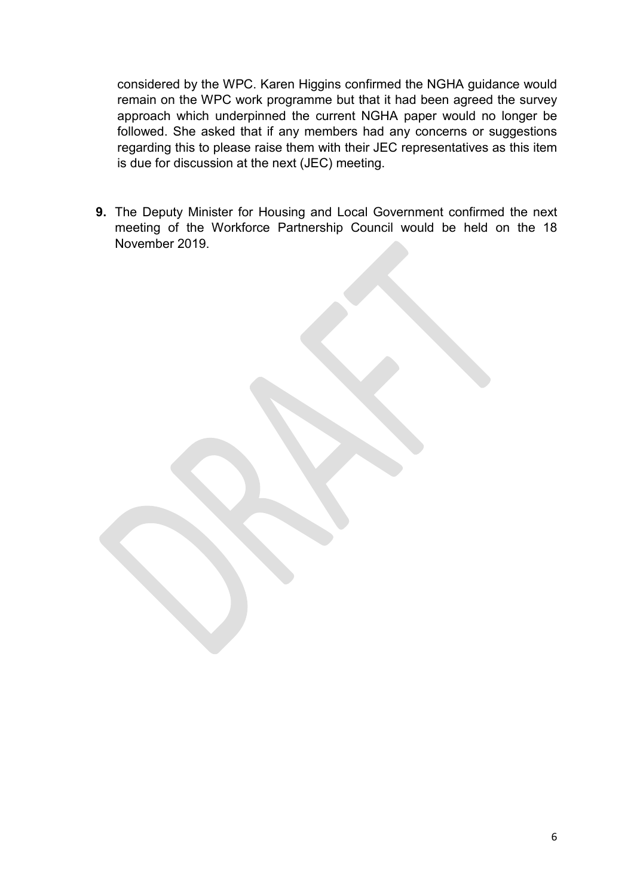considered by the WPC. Karen Higgins confirmed the NGHA guidance would remain on the WPC work programme but that it had been agreed the survey approach which underpinned the current NGHA paper would no longer be followed. She asked that if any members had any concerns or suggestions regarding this to please raise them with their JEC representatives as this item is due for discussion at the next (JEC) meeting.

**9.** The Deputy Minister for Housing and Local Government confirmed the next meeting of the Workforce Partnership Council would be held on the 18 November 2019.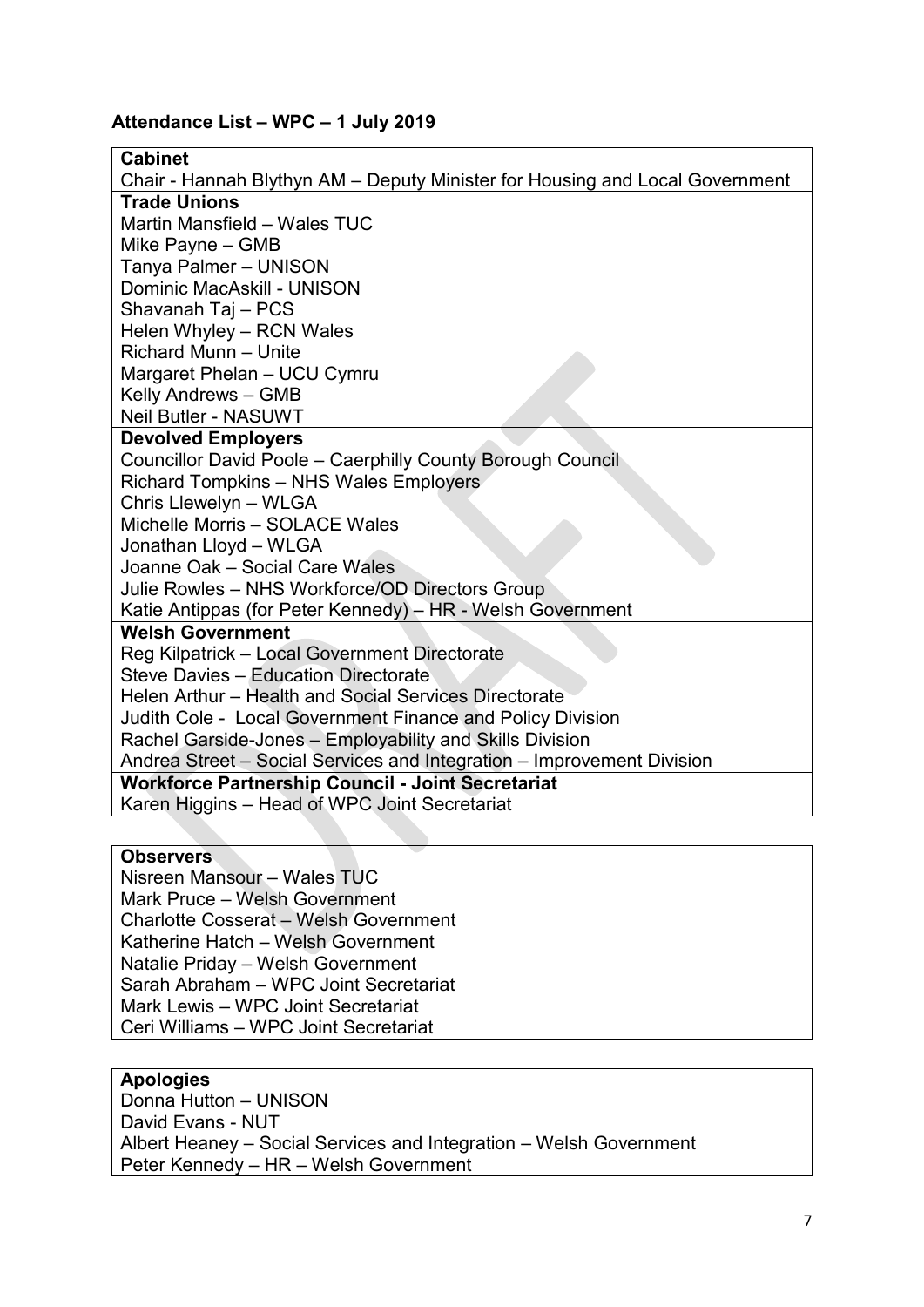**Attendance List – WPC – 1 July 2019**

**Cabinet**
Chair - Hannah Blythyn AM – Deputy Minister for Housing and Local Government

**Trade Unions**
Martin Mansfield – Wales TUC
Mike Payne – GMB
Tanya Palmer – UNISON
Dominic MacAskill - UNISON
Shavanah Taj – PCS
Helen Whyley – RCN Wales
Richard Munn – Unite
Margaret Phelan – UCU Cymru
Kelly Andrews – GMB
Neil Butler - NASUWT

**Devolved Employers**
Councillor David Poole – Caerphilly County Borough Council
Richard Tompkins – NHS Wales Employers
Chris Llewelyn – WLGA
Michelle Morris – SOLACE Wales
Jonathan Lloyd – WLGA
Joanne Oak – Social Care Wales
Julie Rowles – NHS Workforce/OD Directors Group
Katie Antippas (for Peter Kennedy) – HR - Welsh Government

**Welsh Government**
Reg Kilpatrick – Local Government Directorate
Steve Davies – Education Directorate
Helen Arthur – Health and Social Services Directorate
Judith Cole - Local Government Finance and Policy Division
Rachel Garside-Jones – Employability and Skills Division
Andrea Street – Social Services and Integration – Improvement Division

**Workforce Partnership Council - Joint Secretariat**
Karen Higgins – Head of WPC Joint Secretariat

**Observers**
Nisreen Mansour – Wales TUC
Mark Pruce – Welsh Government
Charlotte Cosserat – Welsh Government
Katherine Hatch – Welsh Government
Natalie Priday – Welsh Government
Sarah Abraham – WPC Joint Secretariat
Mark Lewis – WPC Joint Secretariat
Ceri Williams – WPC Joint Secretariat

**Apologies**
Donna Hutton – UNISON
David Evans - NUT
Albert Heaney – Social Services and Integration – Welsh Government
Peter Kennedy – HR – Welsh Government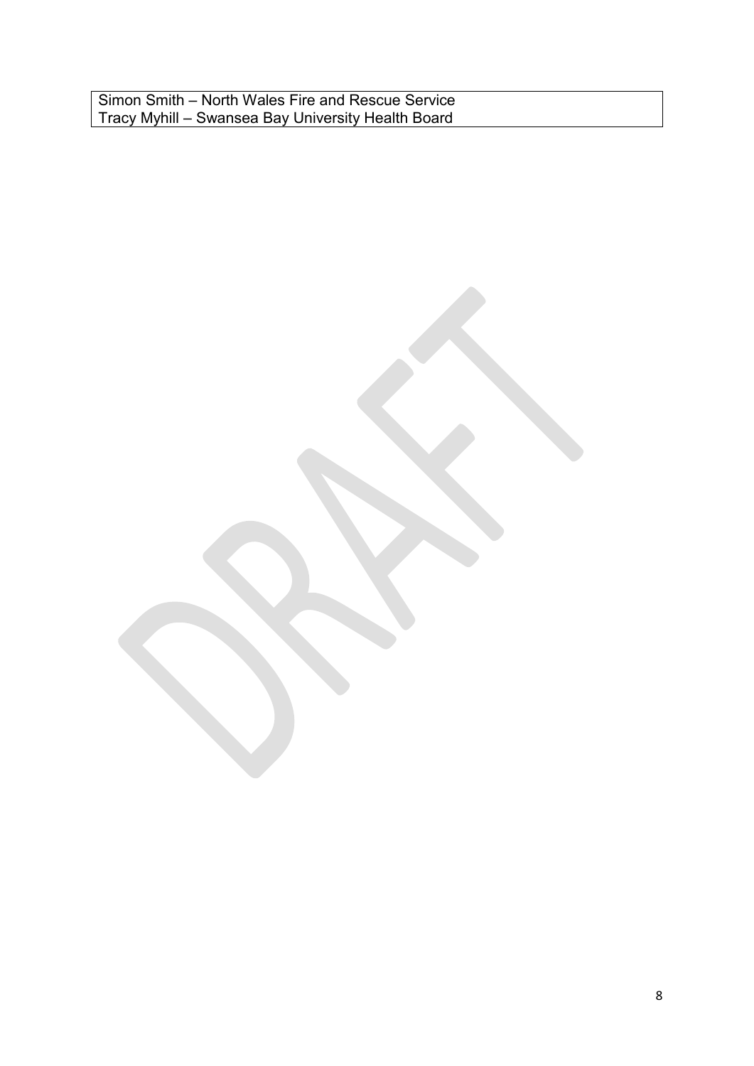| Simon Smith – North Wales Fire and Rescue Service<br>Tracy Myhill – Swansea Bay University Health Board |
| --- |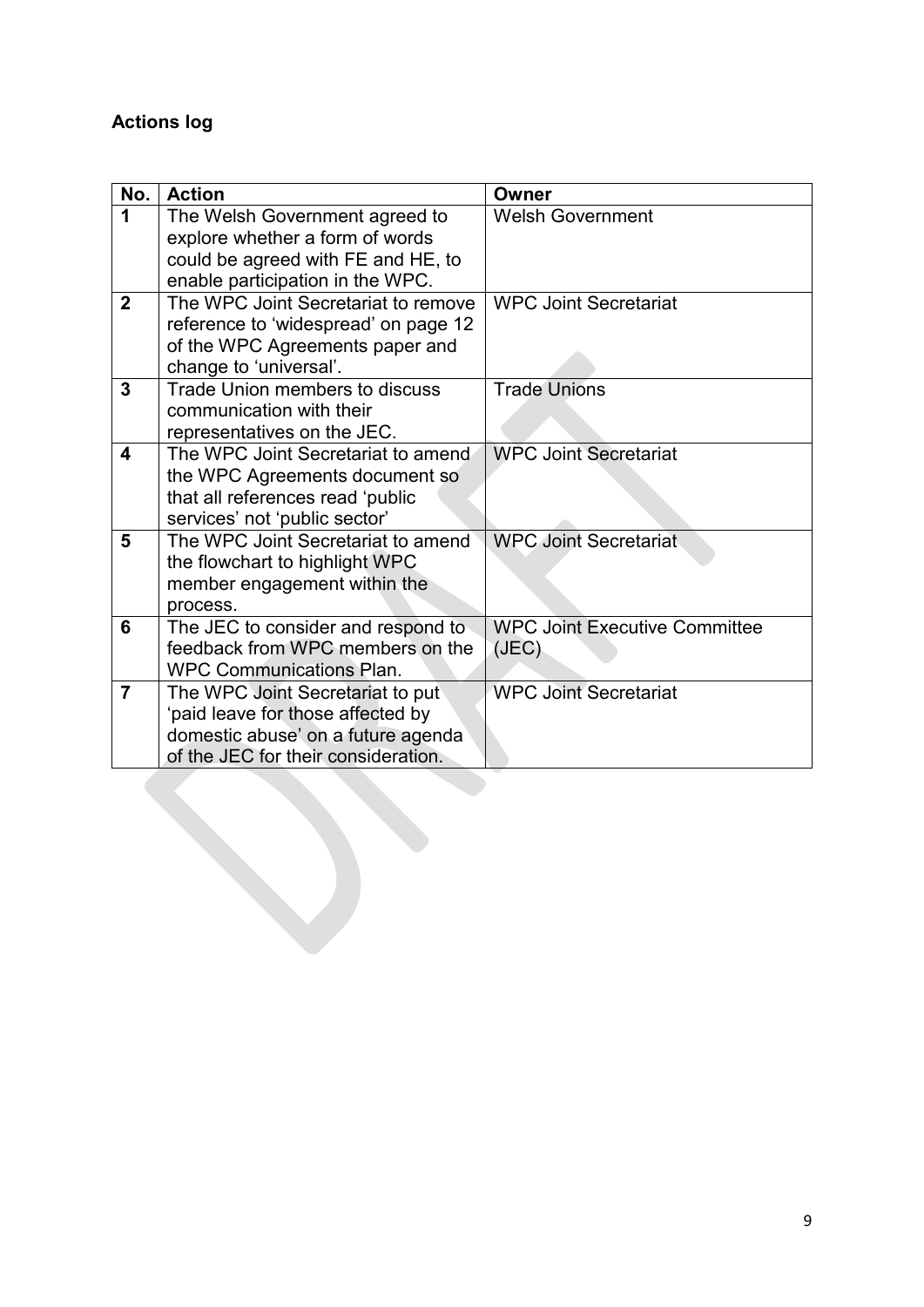**Actions log**

| No. | Action | Owner |
|---|---|---|
| **1** | The Welsh Government agreed to explore whether a form of words could be agreed with FE and HE, to enable participation in the WPC. | Welsh Government |
| **2** | The WPC Joint Secretariat to remove reference to 'widespread' on page 12 of the WPC Agreements paper and change to 'universal'. | WPC Joint Secretariat |
| **3** | Trade Union members to discuss communication with their representatives on the JEC. | Trade Unions |
| **4** | The WPC Joint Secretariat to amend the WPC Agreements document so that all references read 'public services' not 'public sector' | WPC Joint Secretariat |
| **5** | The WPC Joint Secretariat to amend the flowchart to highlight WPC member engagement within the process. | WPC Joint Secretariat |
| **6** | The JEC to consider and respond to feedback from WPC members on the WPC Communications Plan. | WPC Joint Executive Committee (JEC) |
| **7** | The WPC Joint Secretariat to put 'paid leave for those affected by domestic abuse' on a future agenda of the JEC for their consideration. | WPC Joint Secretariat |